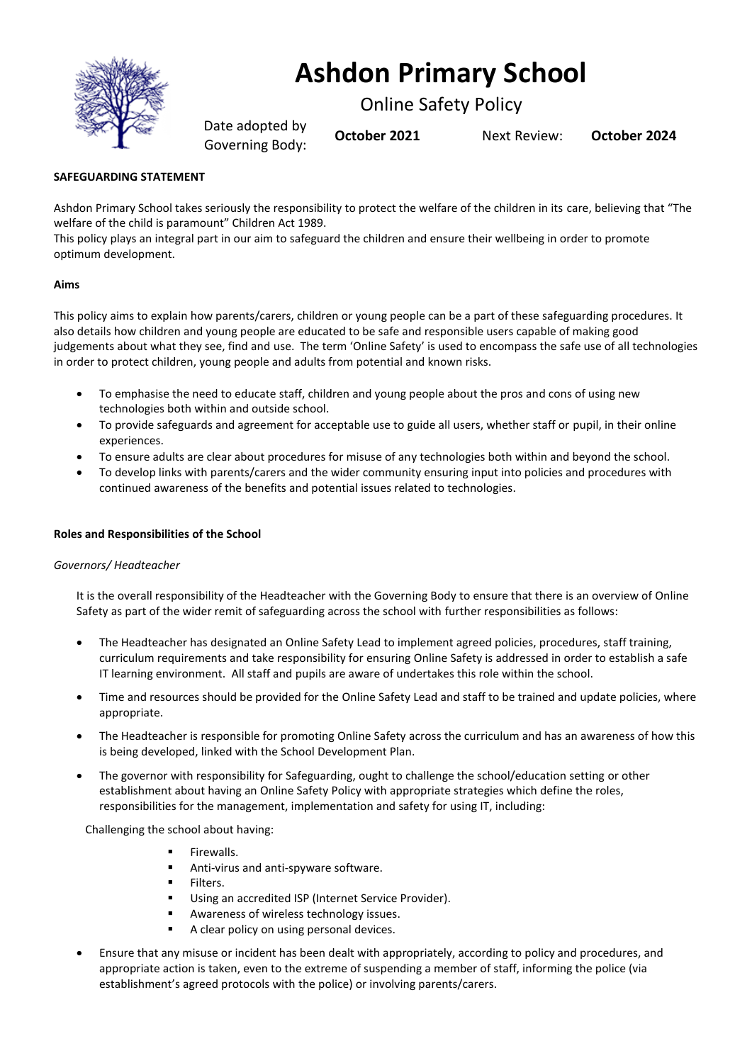# Ashdon Primary School

## Online Safety Policy

Date adopted by Governing Body: **October 2021** Next Review: **October 2024**

**SAFEGUARDING STATEMENT**

Ashdon Primary School takes seriously the responsibility to protect the welfare of the children in its care, believing that "The welfare of the child is paramount" Children Act 1989.
This policy plays an integral part in our aim to safeguard the children and ensure their wellbeing in order to promote optimum development.

**Aims**

This policy aims to explain how parents/carers, children or young people can be a part of these safeguarding procedures. It also details how children and young people are educated to be safe and responsible users capable of making good judgements about what they see, find and use. The term 'Online Safety' is used to encompass the safe use of all technologies in order to protect children, young people and adults from potential and known risks.

- To emphasise the need to educate staff, children and young people about the pros and cons of using new technologies both within and outside school.
- To provide safeguards and agreement for acceptable use to guide all users, whether staff or pupil, in their online experiences.
- To ensure adults are clear about procedures for misuse of any technologies both within and beyond the school.
- To develop links with parents/carers and the wider community ensuring input into policies and procedures with continued awareness of the benefits and potential issues related to technologies.

**Roles and Responsibilities of the School**

*Governors/ Headteacher*

It is the overall responsibility of the Headteacher with the Governing Body to ensure that there is an overview of Online Safety as part of the wider remit of safeguarding across the school with further responsibilities as follows:

- The Headteacher has designated an Online Safety Lead to implement agreed policies, procedures, staff training, curriculum requirements and take responsibility for ensuring Online Safety is addressed in order to establish a safe IT learning environment. All staff and pupils are aware of undertakes this role within the school.
- Time and resources should be provided for the Online Safety Lead and staff to be trained and update policies, where appropriate.
- The Headteacher is responsible for promoting Online Safety across the curriculum and has an awareness of how this is being developed, linked with the School Development Plan.
- The governor with responsibility for Safeguarding, ought to challenge the school/education setting or other establishment about having an Online Safety Policy with appropriate strategies which define the roles, responsibilities for the management, implementation and safety for using IT, including:

  Challenging the school about having:

  - Firewalls.
  - Anti-virus and anti-spyware software.
  - Filters.
  - Using an accredited ISP (Internet Service Provider).
  - Awareness of wireless technology issues.
  - A clear policy on using personal devices.

- Ensure that any misuse or incident has been dealt with appropriately, according to policy and procedures, and appropriate action is taken, even to the extreme of suspending a member of staff, informing the police (via establishment's agreed protocols with the police) or involving parents/carers.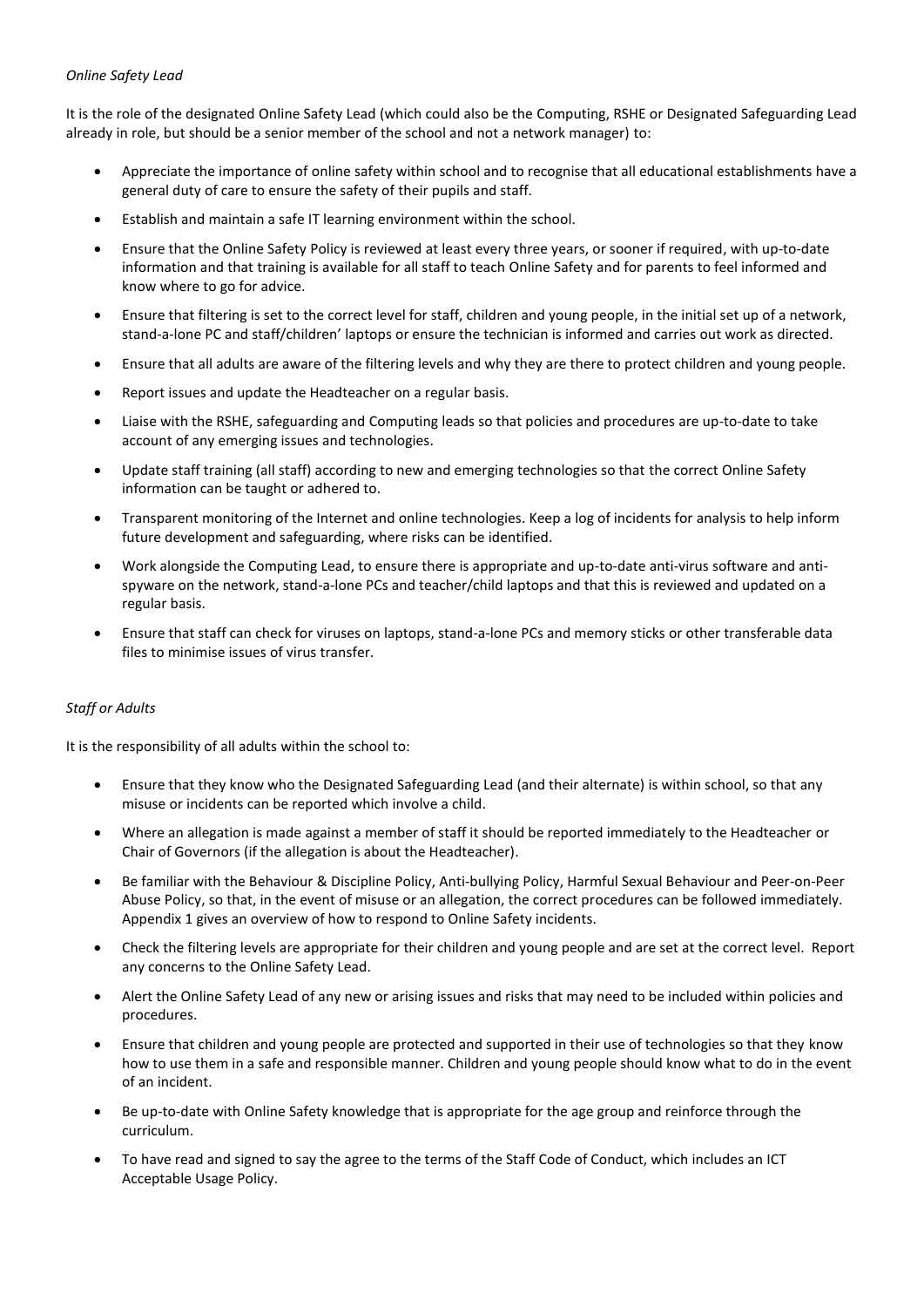*Online Safety Lead*

It is the role of the designated Online Safety Lead (which could also be the Computing, RSHE or Designated Safeguarding Lead already in role, but should be a senior member of the school and not a network manager) to:

- Appreciate the importance of online safety within school and to recognise that all educational establishments have a general duty of care to ensure the safety of their pupils and staff.
- Establish and maintain a safe IT learning environment within the school.
- Ensure that the Online Safety Policy is reviewed at least every three years, or sooner if required, with up-to-date information and that training is available for all staff to teach Online Safety and for parents to feel informed and know where to go for advice.
- Ensure that filtering is set to the correct level for staff, children and young people, in the initial set up of a network, stand-a-lone PC and staff/children' laptops or ensure the technician is informed and carries out work as directed.
- Ensure that all adults are aware of the filtering levels and why they are there to protect children and young people.
- Report issues and update the Headteacher on a regular basis.
- Liaise with the RSHE, safeguarding and Computing leads so that policies and procedures are up-to-date to take account of any emerging issues and technologies.
- Update staff training (all staff) according to new and emerging technologies so that the correct Online Safety information can be taught or adhered to.
- Transparent monitoring of the Internet and online technologies. Keep a log of incidents for analysis to help inform future development and safeguarding, where risks can be identified.
- Work alongside the Computing Lead, to ensure there is appropriate and up-to-date anti-virus software and anti-spyware on the network, stand-a-lone PCs and teacher/child laptops and that this is reviewed and updated on a regular basis.
- Ensure that staff can check for viruses on laptops, stand-a-lone PCs and memory sticks or other transferable data files to minimise issues of virus transfer.

*Staff or Adults*

It is the responsibility of all adults within the school to:

- Ensure that they know who the Designated Safeguarding Lead (and their alternate) is within school, so that any misuse or incidents can be reported which involve a child.
- Where an allegation is made against a member of staff it should be reported immediately to the Headteacher or Chair of Governors (if the allegation is about the Headteacher).
- Be familiar with the Behaviour & Discipline Policy, Anti-bullying Policy, Harmful Sexual Behaviour and Peer-on-Peer Abuse Policy, so that, in the event of misuse or an allegation, the correct procedures can be followed immediately. Appendix 1 gives an overview of how to respond to Online Safety incidents.
- Check the filtering levels are appropriate for their children and young people and are set at the correct level. Report any concerns to the Online Safety Lead.
- Alert the Online Safety Lead of any new or arising issues and risks that may need to be included within policies and procedures.
- Ensure that children and young people are protected and supported in their use of technologies so that they know how to use them in a safe and responsible manner. Children and young people should know what to do in the event of an incident.
- Be up-to-date with Online Safety knowledge that is appropriate for the age group and reinforce through the curriculum.
- To have read and signed to say the agree to the terms of the Staff Code of Conduct, which includes an ICT Acceptable Usage Policy.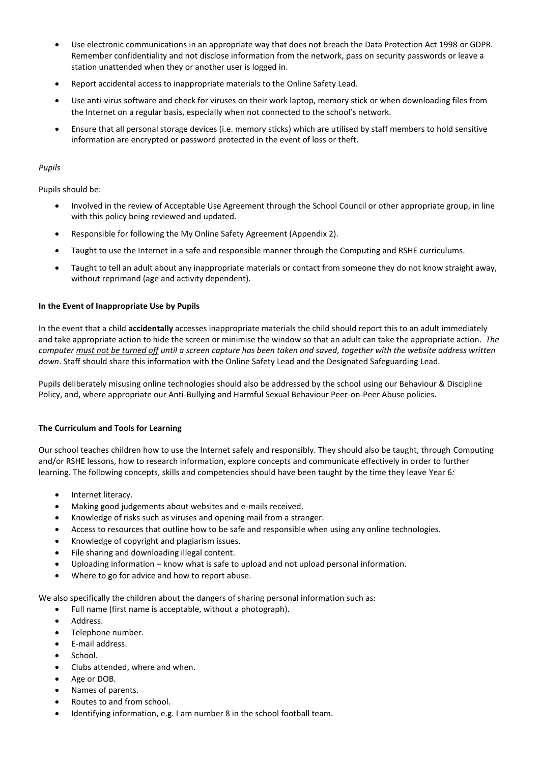- Use electronic communications in an appropriate way that does not breach the Data Protection Act 1998 or GDPR. Remember confidentiality and not disclose information from the network, pass on security passwords or leave a station unattended when they or another user is logged in.
- Report accidental access to inappropriate materials to the Online Safety Lead.
- Use anti-virus software and check for viruses on their work laptop, memory stick or when downloading files from the Internet on a regular basis, especially when not connected to the school's network.
- Ensure that all personal storage devices (i.e. memory sticks) which are utilised by staff members to hold sensitive information are encrypted or password protected in the event of loss or theft.

*Pupils*

Pupils should be:

- Involved in the review of Acceptable Use Agreement through the School Council or other appropriate group, in line with this policy being reviewed and updated.
- Responsible for following the My Online Safety Agreement (Appendix 2).
- Taught to use the Internet in a safe and responsible manner through the Computing and RSHE curriculums.
- Taught to tell an adult about any inappropriate materials or contact from someone they do not know straight away, without reprimand (age and activity dependent).

**In the Event of Inappropriate Use by Pupils**

In the event that a child **accidentally** accesses inappropriate materials the child should report this to an adult immediately and take appropriate action to hide the screen or minimise the window so that an adult can take the appropriate action. *The computer <u>must not be turned off</u> until a screen capture has been taken and saved, together with the website address written down*. Staff should share this information with the Online Safety Lead and the Designated Safeguarding Lead.

Pupils deliberately misusing online technologies should also be addressed by the school using our Behaviour & Discipline Policy, and, where appropriate our Anti-Bullying and Harmful Sexual Behaviour Peer-on-Peer Abuse policies.

**The Curriculum and Tools for Learning**

Our school teaches children how to use the Internet safely and responsibly. They should also be taught, through Computing and/or RSHE lessons, how to research information, explore concepts and communicate effectively in order to further learning. The following concepts, skills and competencies should have been taught by the time they leave Year 6*:*

- Internet literacy.
- Making good judgements about websites and e-mails received.
- Knowledge of risks such as viruses and opening mail from a stranger.
- Access to resources that outline how to be safe and responsible when using any online technologies.
- Knowledge of copyright and plagiarism issues.
- File sharing and downloading illegal content.
- Uploading information – know what is safe to upload and not upload personal information.
- Where to go for advice and how to report abuse.

We also specifically the children about the dangers of sharing personal information such as:

- Full name (first name is acceptable, without a photograph).
- Address.
- Telephone number.
- E-mail address.
- School.
- Clubs attended, where and when.
- Age or DOB.
- Names of parents.
- Routes to and from school.
- Identifying information, e.g. I am number 8 in the school football team.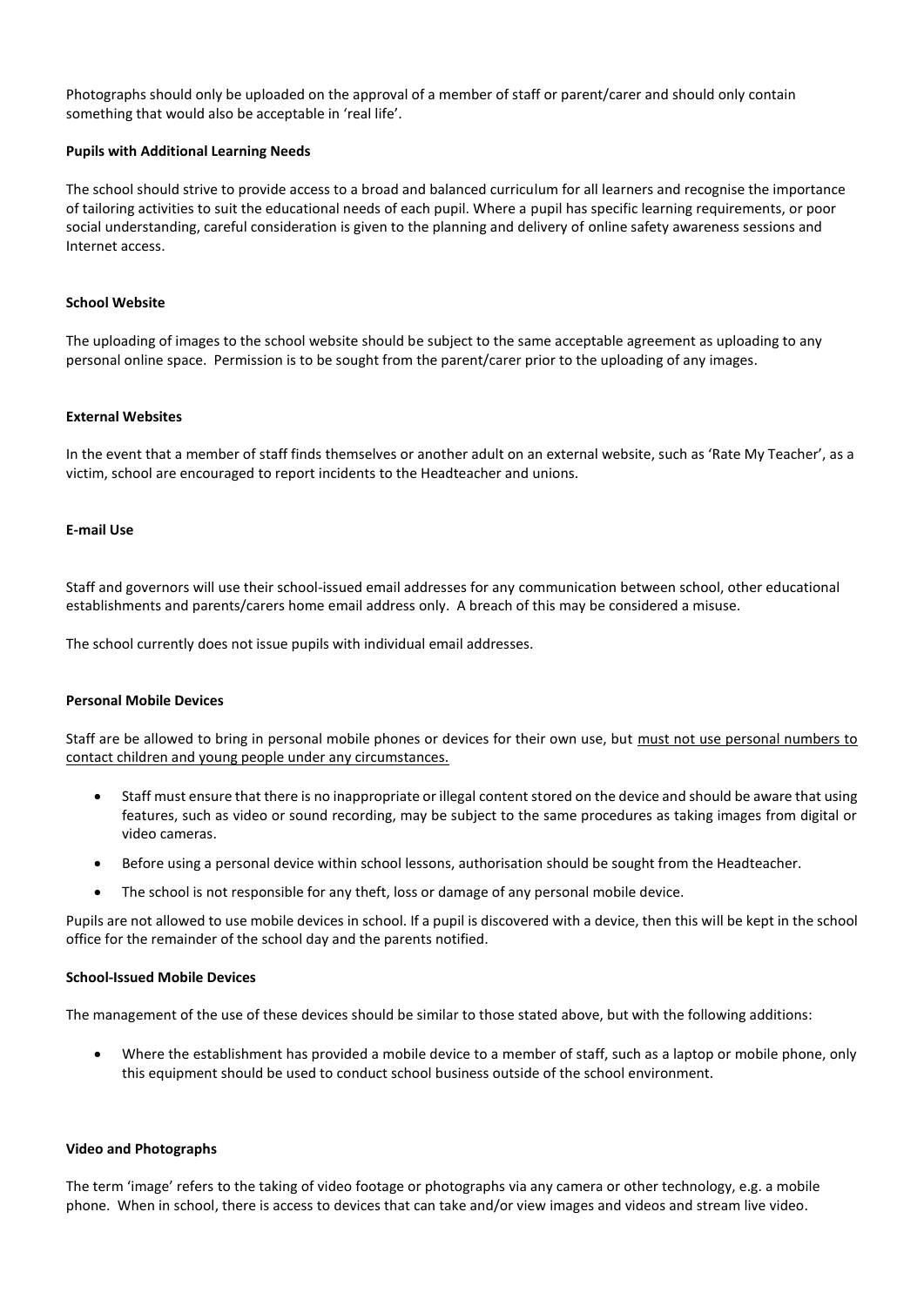Photographs should only be uploaded on the approval of a member of staff or parent/carer and should only contain something that would also be acceptable in 'real life'.

**Pupils with Additional Learning Needs**

The school should strive to provide access to a broad and balanced curriculum for all learners and recognise the importance of tailoring activities to suit the educational needs of each pupil. Where a pupil has specific learning requirements, or poor social understanding, careful consideration is given to the planning and delivery of online safety awareness sessions and Internet access.

**School Website**

The uploading of images to the school website should be subject to the same acceptable agreement as uploading to any personal online space. Permission is to be sought from the parent/carer prior to the uploading of any images.

**External Websites**

In the event that a member of staff finds themselves or another adult on an external website, such as 'Rate My Teacher', as a victim, school are encouraged to report incidents to the Headteacher and unions.

**E-mail Use**

Staff and governors will use their school-issued email addresses for any communication between school, other educational establishments and parents/carers home email address only. A breach of this may be considered a misuse.

The school currently does not issue pupils with individual email addresses.

**Personal Mobile Devices**

Staff are be allowed to bring in personal mobile phones or devices for their own use, but <u>must not use personal numbers to contact children and young people under any circumstances.</u>

- Staff must ensure that there is no inappropriate or illegal content stored on the device and should be aware that using features, such as video or sound recording, may be subject to the same procedures as taking images from digital or video cameras.
- Before using a personal device within school lessons, authorisation should be sought from the Headteacher.
- The school is not responsible for any theft, loss or damage of any personal mobile device.

Pupils are not allowed to use mobile devices in school. If a pupil is discovered with a device, then this will be kept in the school office for the remainder of the school day and the parents notified.

**School-Issued Mobile Devices**

The management of the use of these devices should be similar to those stated above, but with the following additions:

- Where the establishment has provided a mobile device to a member of staff, such as a laptop or mobile phone, only this equipment should be used to conduct school business outside of the school environment.

**Video and Photographs**

The term 'image' refers to the taking of video footage or photographs via any camera or other technology, e.g. a mobile phone. When in school, there is access to devices that can take and/or view images and videos and stream live video.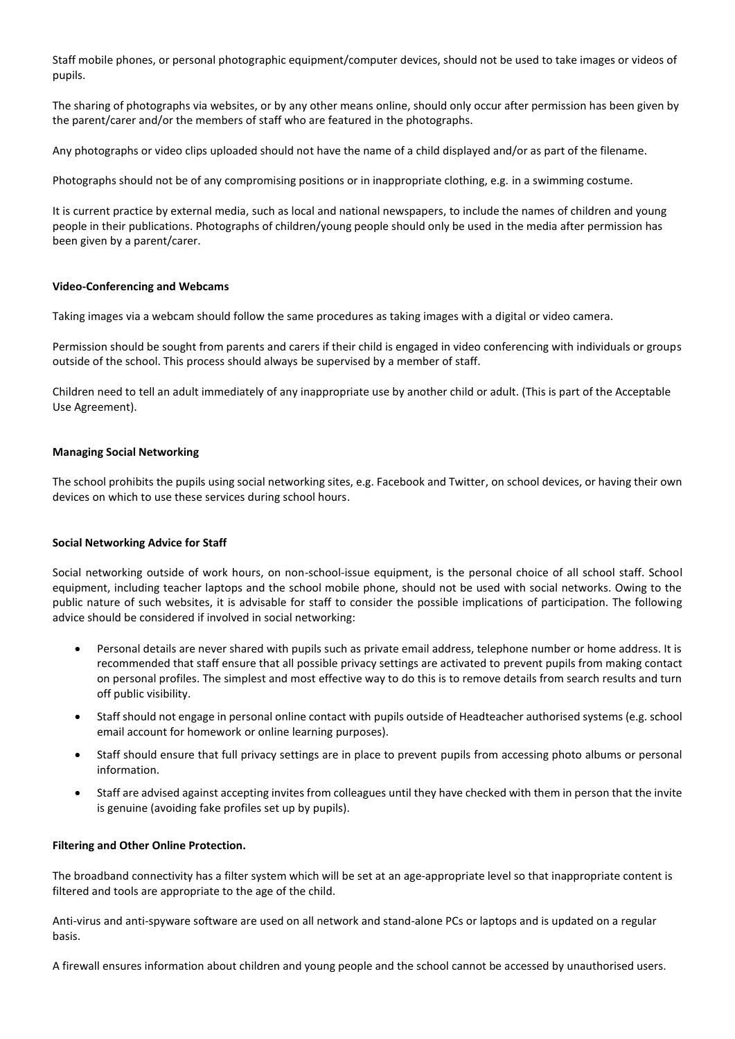Staff mobile phones, or personal photographic equipment/computer devices, should not be used to take images or videos of pupils.

The sharing of photographs via websites, or by any other means online, should only occur after permission has been given by the parent/carer and/or the members of staff who are featured in the photographs.

Any photographs or video clips uploaded should not have the name of a child displayed and/or as part of the filename.

Photographs should not be of any compromising positions or in inappropriate clothing, e.g. in a swimming costume.

It is current practice by external media, such as local and national newspapers, to include the names of children and young people in their publications. Photographs of children/young people should only be used in the media after permission has been given by a parent/carer.

**Video-Conferencing and Webcams**

Taking images via a webcam should follow the same procedures as taking images with a digital or video camera.

Permission should be sought from parents and carers if their child is engaged in video conferencing with individuals or groups outside of the school. This process should always be supervised by a member of staff.

Children need to tell an adult immediately of any inappropriate use by another child or adult. (This is part of the Acceptable Use Agreement).

**Managing Social Networking**

The school prohibits the pupils using social networking sites, e.g. Facebook and Twitter, on school devices, or having their own devices on which to use these services during school hours.

**Social Networking Advice for Staff**

Social networking outside of work hours, on non-school-issue equipment, is the personal choice of all school staff. School equipment, including teacher laptops and the school mobile phone, should not be used with social networks. Owing to the public nature of such websites, it is advisable for staff to consider the possible implications of participation. The following advice should be considered if involved in social networking:

- Personal details are never shared with pupils such as private email address, telephone number or home address. It is recommended that staff ensure that all possible privacy settings are activated to prevent pupils from making contact on personal profiles. The simplest and most effective way to do this is to remove details from search results and turn off public visibility.
- Staff should not engage in personal online contact with pupils outside of Headteacher authorised systems (e.g. school email account for homework or online learning purposes).
- Staff should ensure that full privacy settings are in place to prevent pupils from accessing photo albums or personal information.
- Staff are advised against accepting invites from colleagues until they have checked with them in person that the invite is genuine (avoiding fake profiles set up by pupils).

**Filtering and Other Online Protection.**

The broadband connectivity has a filter system which will be set at an age-appropriate level so that inappropriate content is filtered and tools are appropriate to the age of the child.

Anti-virus and anti-spyware software are used on all network and stand-alone PCs or laptops and is updated on a regular basis.

A firewall ensures information about children and young people and the school cannot be accessed by unauthorised users.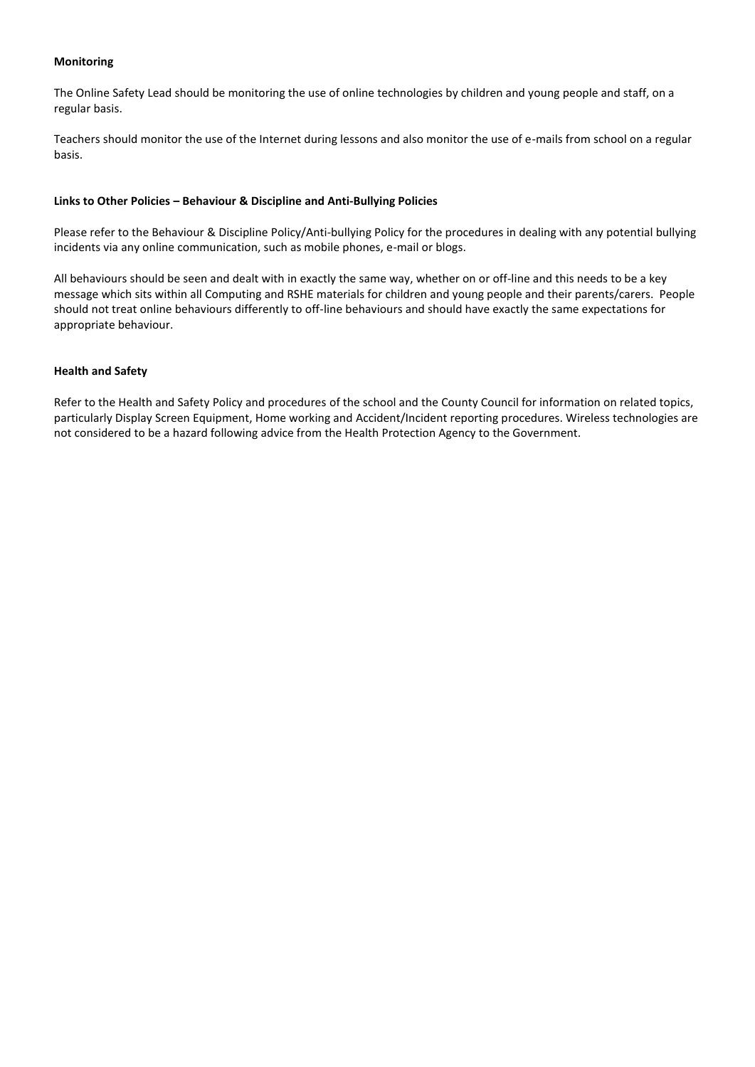**Monitoring**

The Online Safety Lead should be monitoring the use of online technologies by children and young people and staff, on a regular basis.

Teachers should monitor the use of the Internet during lessons and also monitor the use of e-mails from school on a regular basis.

**Links to Other Policies – Behaviour & Discipline and Anti-Bullying Policies**

Please refer to the Behaviour & Discipline Policy/Anti-bullying Policy for the procedures in dealing with any potential bullying incidents via any online communication, such as mobile phones, e-mail or blogs.

All behaviours should be seen and dealt with in exactly the same way, whether on or off-line and this needs to be a key message which sits within all Computing and RSHE materials for children and young people and their parents/carers. People should not treat online behaviours differently to off-line behaviours and should have exactly the same expectations for appropriate behaviour.

**Health and Safety**

Refer to the Health and Safety Policy and procedures of the school and the County Council for information on related topics, particularly Display Screen Equipment, Home working and Accident/Incident reporting procedures. Wireless technologies are not considered to be a hazard following advice from the Health Protection Agency to the Government.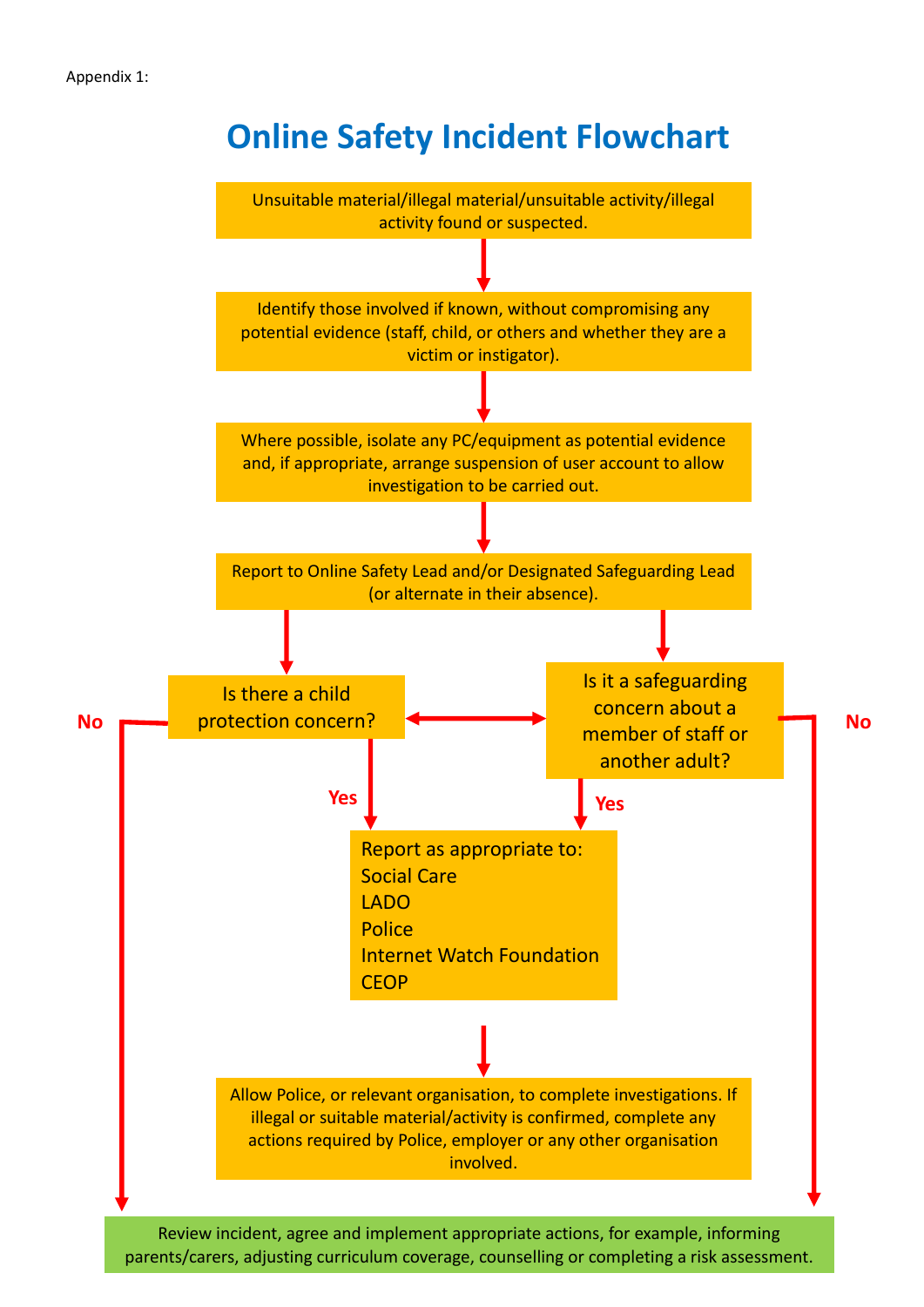Appendix 1:

# Online Safety Incident Flowchart

Unsuitable material/illegal material/unsuitable activity/illegal activity found or suspected.

↓

Identify those involved if known, without compromising any potential evidence (staff, child, or others and whether they are a victim or instigator).

↓

Where possible, isolate any PC/equipment as potential evidence and, if appropriate, arrange suspension of user account to allow investigation to be carried out.

↓

Report to Online Safety Lead and/or Designated Safeguarding Lead (or alternate in their absence).

↓

Is there a child protection concern? ↔ Is it a safeguarding concern about a member of staff or another adult?

- **Yes** → Report as appropriate to:
  - Social Care
  - LADO
  - Police
  - Internet Watch Foundation
  - CEOP

  ↓

  Allow Police, or relevant organisation, to complete investigations. If illegal or suitable material/activity is confirmed, complete any actions required by Police, employer or any other organisation involved.

- **No** → Review incident, agree and implement appropriate actions, for example, informing parents/carers, adjusting curriculum coverage, counselling or completing a risk assessment.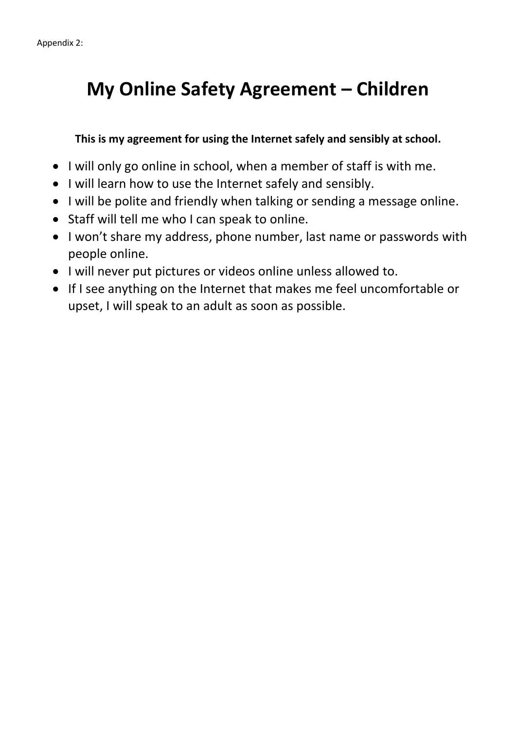Appendix 2:

# My Online Safety Agreement – Children

**This is my agreement for using the Internet safely and sensibly at school.**

- I will only go online in school, when a member of staff is with me.
- I will learn how to use the Internet safely and sensibly.
- I will be polite and friendly when talking or sending a message online.
- Staff will tell me who I can speak to online.
- I won't share my address, phone number, last name or passwords with people online.
- I will never put pictures or videos online unless allowed to.
- If I see anything on the Internet that makes me feel uncomfortable or upset, I will speak to an adult as soon as possible.